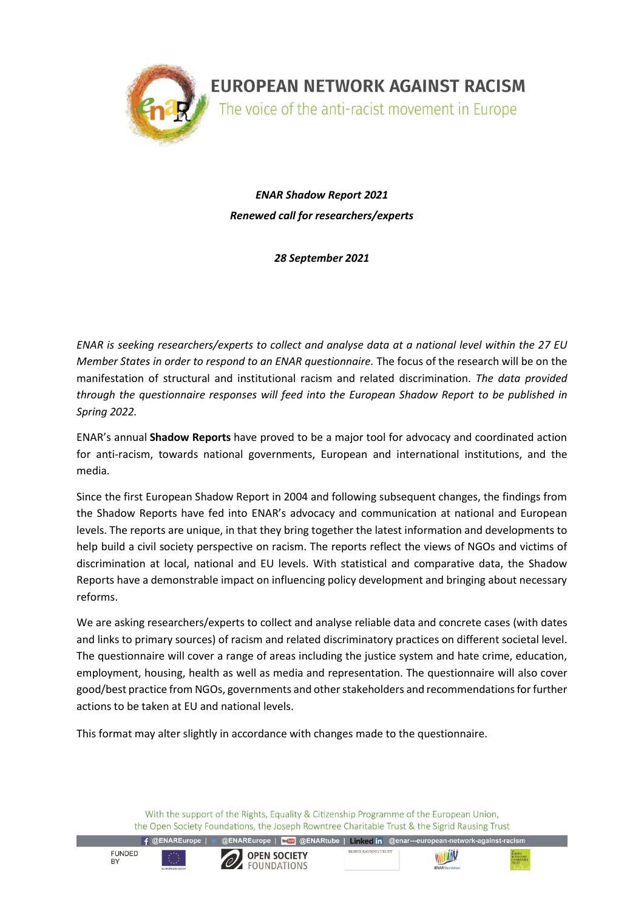# EUROPEAN NETWORK AGAINST RACISM

The voice of the anti-racist movement in Europe

***ENAR Shadow Report 2021***

***Renewed call for researchers/experts***

***28 September 2021***

*ENAR is seeking researchers/experts to collect and analyse data at a national level within the 27 EU Member States in order to respond to an ENAR questionnaire.* The focus of the research will be on the manifestation of structural and institutional racism and related discrimination. *The data provided through the questionnaire responses will feed into the European Shadow Report to be published in Spring 2022.*

ENAR's annual **Shadow Reports** have proved to be a major tool for advocacy and coordinated action for anti-racism, towards national governments, European and international institutions, and the media.

Since the first European Shadow Report in 2004 and following subsequent changes, the findings from the Shadow Reports have fed into ENAR's advocacy and communication at national and European levels. The reports are unique, in that they bring together the latest information and developments to help build a civil society perspective on racism. The reports reflect the views of NGOs and victims of discrimination at local, national and EU levels. With statistical and comparative data, the Shadow Reports have a demonstrable impact on influencing policy development and bringing about necessary reforms.

We are asking researchers/experts to collect and analyse reliable data and concrete cases (with dates and links to primary sources) of racism and related discriminatory practices on different societal level. The questionnaire will cover a range of areas including the justice system and hate crime, education, employment, housing, health as well as media and representation. The questionnaire will also cover good/best practice from NGOs, governments and other stakeholders and recommendations for further actions to be taken at EU and national levels.

This format may alter slightly in accordance with changes made to the questionnaire.

With the support of the Rights, Equality & Citizenship Programme of the European Union, the Open Society Foundations, the Joseph Rowntree Charitable Trust & the Sigrid Rausing Trust

@ENAREurope | @ENAREurope | @ENARtube | LinkedIn @enar---european-network-against-racism

FUNDED BY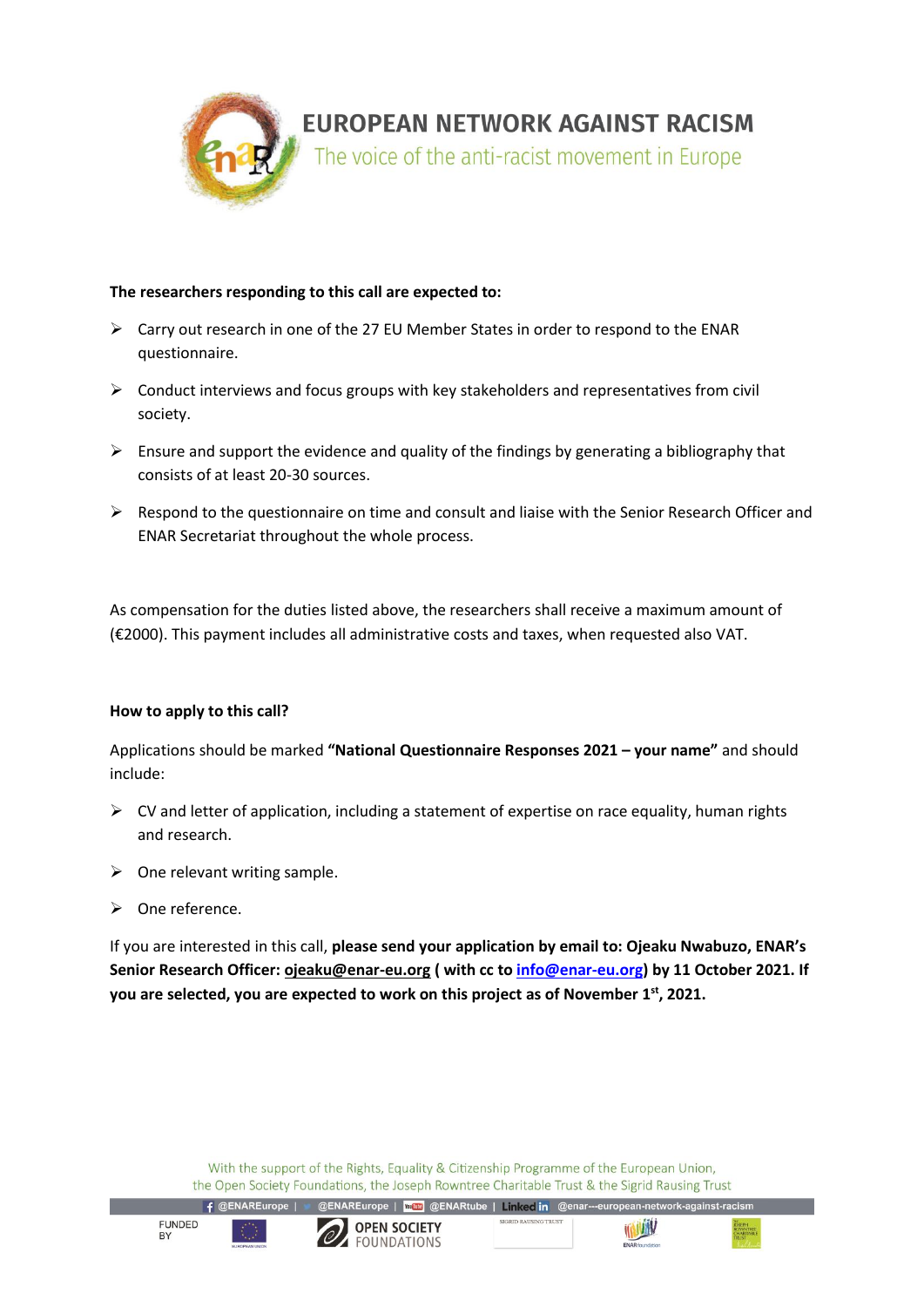**The researchers responding to this call are expected to:**

- Carry out research in one of the 27 EU Member States in order to respond to the ENAR questionnaire.
- Conduct interviews and focus groups with key stakeholders and representatives from civil society.
- Ensure and support the evidence and quality of the findings by generating a bibliography that consists of at least 20-30 sources.
- Respond to the questionnaire on time and consult and liaise with the Senior Research Officer and ENAR Secretariat throughout the whole process.

As compensation for the duties listed above, the researchers shall receive a maximum amount of (€2000). This payment includes all administrative costs and taxes, when requested also VAT.

**How to apply to this call?**

Applications should be marked **"National Questionnaire Responses 2021 – your name"** and should include:

- CV and letter of application, including a statement of expertise on race equality, human rights and research.
- One relevant writing sample.
- One reference.

If you are interested in this call, **please send your application by email to: Ojeaku Nwabuzo, ENAR's Senior Research Officer: ojeaku@enar-eu.org ( with cc to info@enar-eu.org) by 11 October 2021. If you are selected, you are expected to work on this project as of November 1st, 2021.**